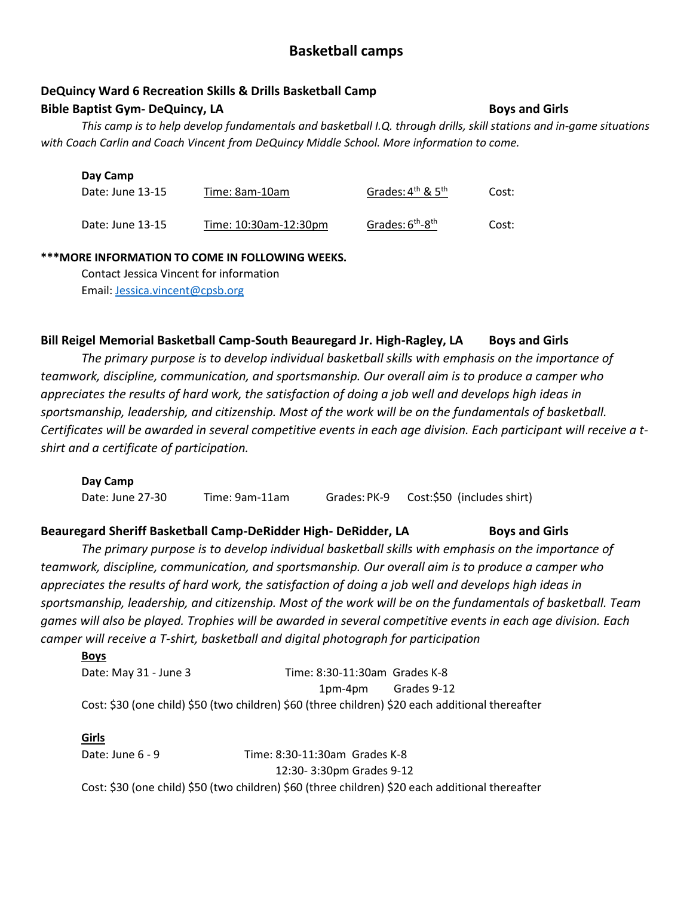# Basketball camps

**DeQuincy Ward 6 Recreation Skills & Drills Basketball Camp**

**Bible Baptist Gym- DeQuincy, LA** **Boys and Girls**

*This camp is to help develop fundamentals and basketball I.Q. through drills, skill stations and in-game situations with Coach Carlin and Coach Vincent from DeQuincy Middle School. More information to come.*

**Day Camp**

| Date | Time | Grades | Cost |
|---|---|---|---|
| Date: June 13-15 | Time: 8am-10am | Grades: 4th & 5th | Cost: |
| Date: June 13-15 | Time: 10:30am-12:30pm | Grades: 6th-8th | Cost: |

**\*\*\*MORE INFORMATION TO COME IN FOLLOWING WEEKS.**

Contact Jessica Vincent for information

Email: Jessica.vincent@cpsb.org

**Bill Reigel Memorial Basketball Camp-South Beauregard Jr. High-Ragley, LA** **Boys and Girls**

*The primary purpose is to develop individual basketball skills with emphasis on the importance of teamwork, discipline, communication, and sportsmanship. Our overall aim is to produce a camper who appreciates the results of hard work, the satisfaction of doing a job well and develops high ideas in sportsmanship, leadership, and citizenship. Most of the work will be on the fundamentals of basketball. Certificates will be awarded in several competitive events in each age division. Each participant will receive a t-shirt and a certificate of participation.*

**Day Camp**

Date: June 27-30 Time: 9am-11am Grades: PK-9 Cost:$50 (includes shirt)

**Beauregard Sheriff Basketball Camp-DeRidder High- DeRidder, LA** **Boys and Girls**

*The primary purpose is to develop individual basketball skills with emphasis on the importance of teamwork, discipline, communication, and sportsmanship. Our overall aim is to produce a camper who appreciates the results of hard work, the satisfaction of doing a job well and develops high ideas in sportsmanship, leadership, and citizenship. Most of the work will be on the fundamentals of basketball. Team games will also be played. Trophies will be awarded in several competitive events in each age division. Each camper will receive a T-shirt, basketball and digital photograph for participation*

**Boys**

Date: May 31 - June 3 Time: 8:30-11:30am Grades K-8

1pm-4pm Grades 9-12

Cost: $30 (one child) $50 (two children) $60 (three children) $20 each additional thereafter

**Girls**

Date: June 6 - 9 Time: 8:30-11:30am Grades K-8

12:30- 3:30pm Grades 9-12

Cost: $30 (one child) $50 (two children) $60 (three children) $20 each additional thereafter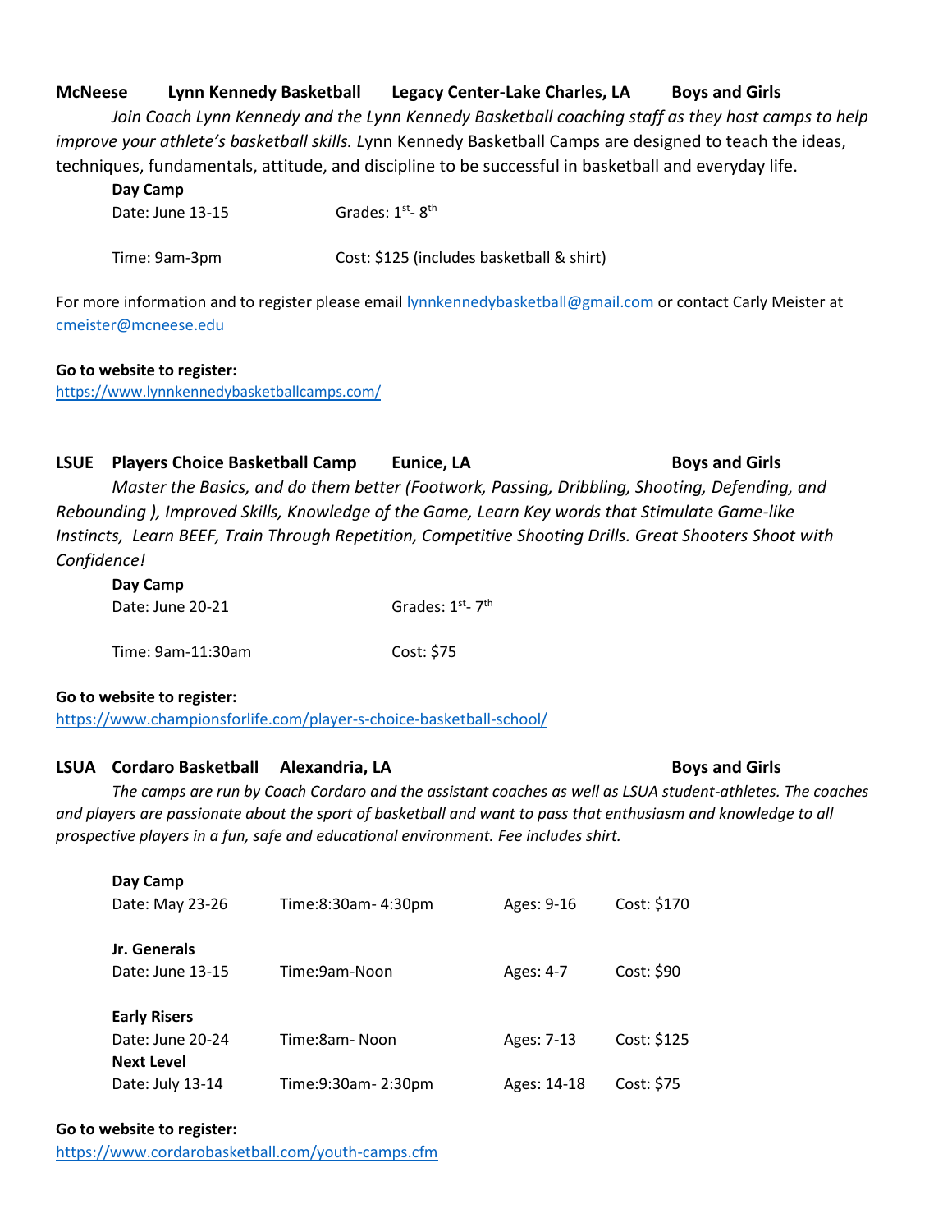**McNeese Lynn Kennedy Basketball Legacy Center-Lake Charles, LA Boys and Girls**

*Join Coach Lynn Kennedy and the Lynn Kennedy Basketball coaching staff as they host camps to help improve your athlete's basketball skills.* Lynn Kennedy Basketball Camps are designed to teach the ideas, techniques, fundamentals, attitude, and discipline to be successful in basketball and everyday life.

**Day Camp**

Date: June 13-15 Grades: 1st- 8th

Time: 9am-3pm Cost: $125 (includes basketball & shirt)

For more information and to register please email lynnkennedybasketball@gmail.com or contact Carly Meister at cmeister@mcneese.edu

**Go to website to register:**
https://www.lynnkennedybasketballcamps.com/

**LSUE Players Choice Basketball Camp Eunice, LA Boys and Girls**

*Master the Basics, and do them better (Footwork, Passing, Dribbling, Shooting, Defending, and Rebounding ), Improved Skills, Knowledge of the Game, Learn Key words that Stimulate Game-like Instincts, Learn BEEF, Train Through Repetition, Competitive Shooting Drills. Great Shooters Shoot with Confidence!*

**Day Camp**

Date: June 20-21 Grades: 1st- 7th

Time: 9am-11:30am Cost: $75

**Go to website to register:**
https://www.championsforlife.com/player-s-choice-basketball-school/

**LSUA Cordaro Basketball Alexandria, LA Boys and Girls**

*The camps are run by Coach Cordaro and the assistant coaches as well as LSUA student-athletes. The coaches and players are passionate about the sport of basketball and want to pass that enthusiasm and knowledge to all prospective players in a fun, safe and educational environment. Fee includes shirt.*

| Camp | Date | Time | Ages | Cost |
|---|---|---|---|---|
| **Day Camp** | May 23-26 | 8:30am- 4:30pm | 9-16 | $170 |
| **Jr. Generals** | June 13-15 | 9am-Noon | 4-7 | $90 |
| **Early Risers** | June 20-24 | 8am- Noon | 7-13 | $125 |
| **Next Level** | July 13-14 | 9:30am- 2:30pm | 14-18 | $75 |

**Go to website to register:**
https://www.cordarobasketball.com/youth-camps.cfm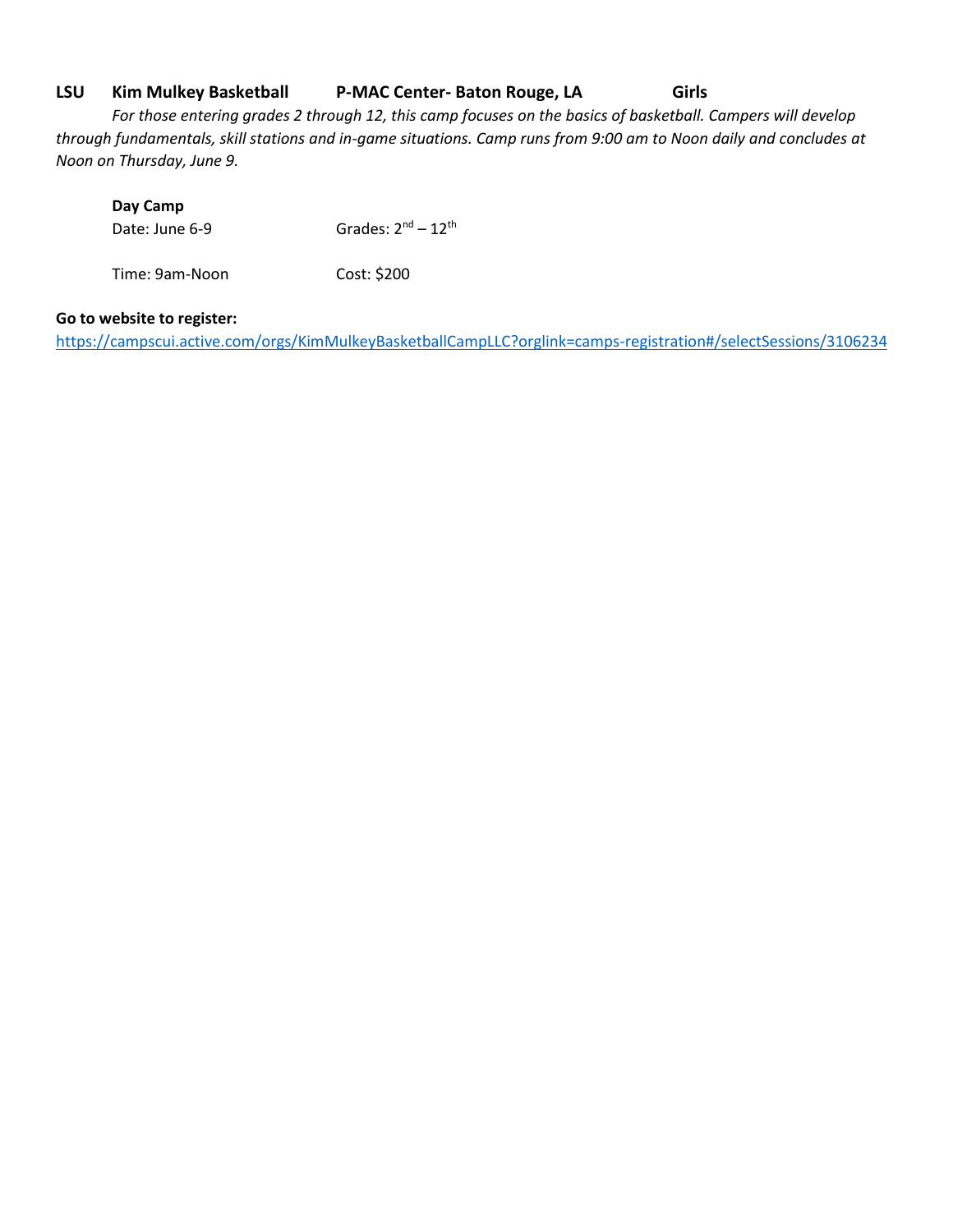**LSU Kim Mulkey Basketball P-MAC Center- Baton Rouge, LA Girls**

*For those entering grades 2 through 12, this camp focuses on the basics of basketball. Campers will develop through fundamentals, skill stations and in-game situations. Camp runs from 9:00 am to Noon daily and concludes at Noon on Thursday, June 9.*

**Day Camp**

Date: June 6-9 Grades: 2nd – 12th

Time: 9am-Noon Cost: $200

**Go to website to register:**
https://campscui.active.com/orgs/KimMulkeyBasketballCampLLC?orglink=camps-registration#/selectSessions/3106234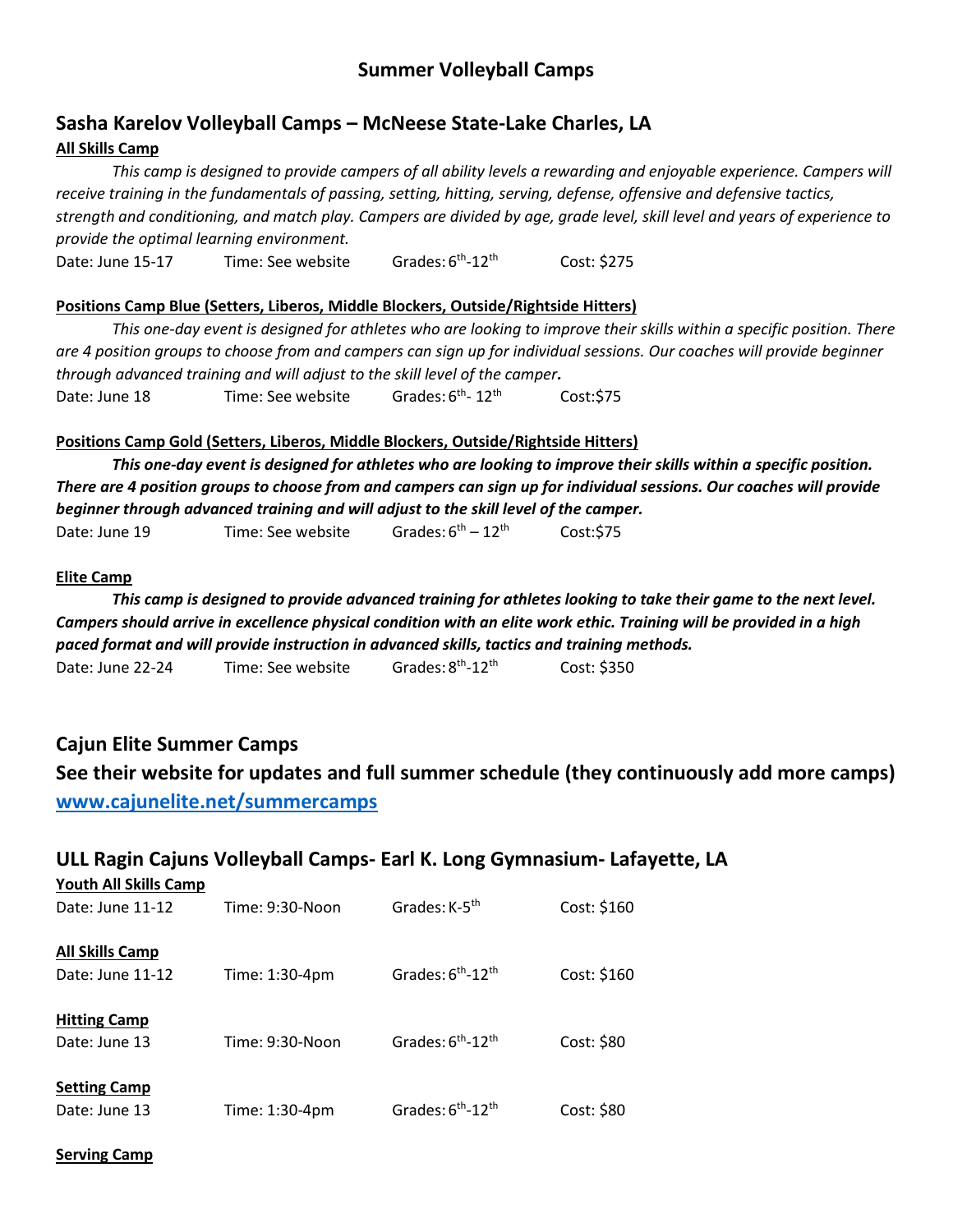# Summary Volleyball Camps

## Sasha Karelov Volleyball Camps – McNeese State-Lake Charles, LA

**All Skills Camp**

*This camp is designed to provide campers of all ability levels a rewarding and enjoyable experience. Campers will receive training in the fundamentals of passing, setting, hitting, serving, defense, offensive and defensive tactics, strength and conditioning, and match play. Campers are divided by age, grade level, skill level and years of experience to provide the optimal learning environment.*

Date: June 15-17 Time: See website Grades: 6th-12th Cost: $275

**Positions Camp Blue (Setters, Liberos, Middle Blockers, Outside/Rightside Hitters)**

*This one-day event is designed for athletes who are looking to improve their skills within a specific position. There are 4 position groups to choose from and campers can sign up for individual sessions. Our coaches will provide beginner through advanced training and will adjust to the skill level of the camper.*

Date: June 18 Time: See website Grades: 6th- 12th Cost:$75

**Positions Camp Gold (Setters, Liberos, Middle Blockers, Outside/Rightside Hitters)**

***This one-day event is designed for athletes who are looking to improve their skills within a specific position. There are 4 position groups to choose from and campers can sign up for individual sessions. Our coaches will provide beginner through advanced training and will adjust to the skill level of the camper.***

Date: June 19 Time: See website Grades: 6th – 12th Cost:$75

**Elite Camp**

***This camp is designed to provide advanced training for athletes looking to take their game to the next level. Campers should arrive in excellence physical condition with an elite work ethic. Training will be provided in a high paced format and will provide instruction in advanced skills, tactics and training methods.***

Date: June 22-24 Time: See website Grades: 8th-12th Cost: $350

## Cajun Elite Summer Camps

## See their website for updates and full summer schedule (they continuously add more camps)

[www.cajunelite.net/summercamps](http://www.cajunelite.net/summercamps)

## ULL Ragin Cajuns Volleyball Camps- Earl K. Long Gymnasium- Lafayette, LA

**Youth All Skills Camp**

Date: June 11-12 Time: 9:30-Noon Grades: K-5th Cost: $160

**All Skills Camp**

Date: June 11-12 Time: 1:30-4pm Grades: 6th-12th Cost: $160

**Hitting Camp**

Date: June 13 Time: 9:30-Noon Grades: 6th-12th Cost: $80

**Setting Camp**

Date: June 13 Time: 1:30-4pm Grades: 6th-12th Cost: $80

**Serving Camp**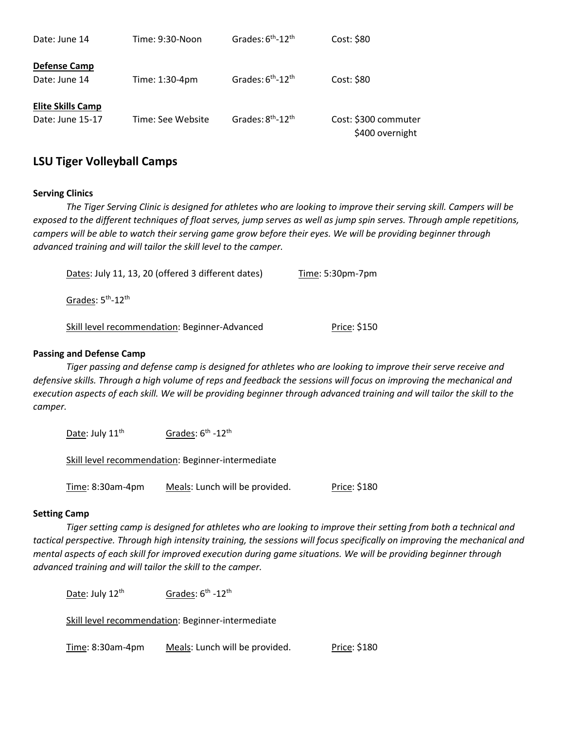Date: June 14 Time: 9:30-Noon Grades: 6th-12th Cost: $80

**Defense Camp**

Date: June 14 Time: 1:30-4pm Grades: 6th-12th Cost: $80

**Elite Skills Camp**

Date: June 15-17 Time: See Website Grades: 8th-12th Cost: $300 commuter
$400 overnight

## LSU Tiger Volleyball Camps

**Serving Clinics**

*The Tiger Serving Clinic is designed for athletes who are looking to improve their serving skill. Campers will be exposed to the different techniques of float serves, jump serves as well as jump spin serves. Through ample repetitions, campers will be able to watch their serving game grow before their eyes. We will be providing beginner through advanced training and will tailor the skill level to the camper.*

Dates: July 11, 13, 20 (offered 3 different dates) Time: 5:30pm-7pm

Grades: 5th-12th

Skill level recommendation: Beginner-Advanced Price: $150

**Passing and Defense Camp**

*Tiger passing and defense camp is designed for athletes who are looking to improve their serve receive and defensive skills. Through a high volume of reps and feedback the sessions will focus on improving the mechanical and execution aspects of each skill. We will be providing beginner through advanced training and will tailor the skill to the camper.*

Date: July 11th Grades: 6th -12th

Skill level recommendation: Beginner-intermediate

Time: 8:30am-4pm Meals: Lunch will be provided. Price: $180

**Setting Camp**

*Tiger setting camp is designed for athletes who are looking to improve their setting from both a technical and tactical perspective. Through high intensity training, the sessions will focus specifically on improving the mechanical and mental aspects of each skill for improved execution during game situations. We will be providing beginner through advanced training and will tailor the skill to the camper.*

Date: July 12th Grades: 6th -12th

Skill level recommendation: Beginner-intermediate

Time: 8:30am-4pm Meals: Lunch will be provided. Price: $180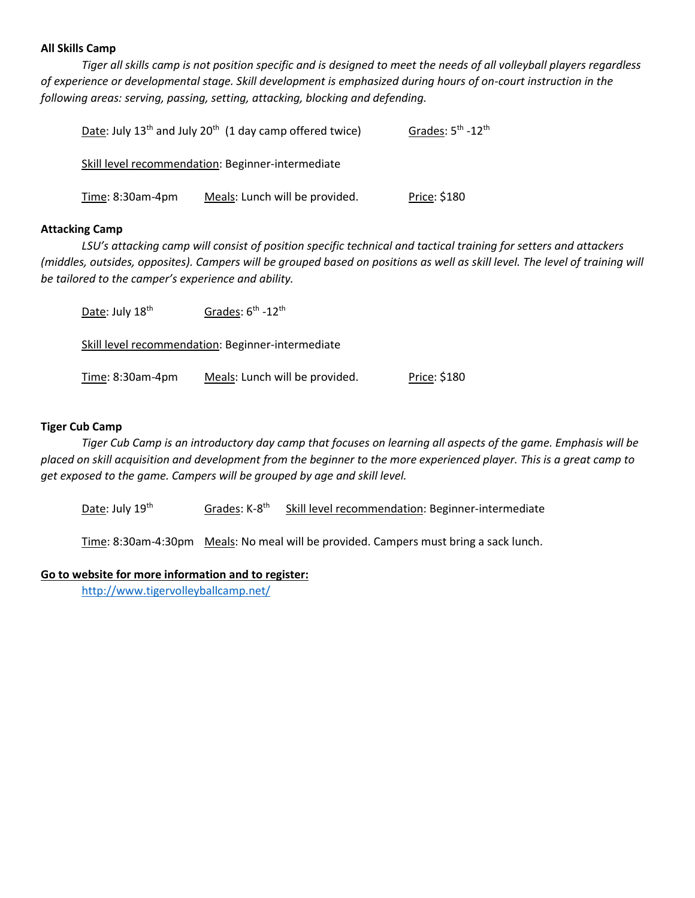**All Skills Camp**

*Tiger all skills camp is not position specific and is designed to meet the needs of all volleyball players regardless of experience or developmental stage. Skill development is emphasized during hours of on-court instruction in the following areas: serving, passing, setting, attacking, blocking and defending.*

Date: July 13th and July 20th (1 day camp offered twice) Grades: 5th -12th

Skill level recommendation: Beginner-intermediate

Time: 8:30am-4pm Meals: Lunch will be provided. Price: $180

**Attacking Camp**

*LSU's attacking camp will consist of position specific technical and tactical training for setters and attackers (middles, outsides, opposites). Campers will be grouped based on positions as well as skill level. The level of training will be tailored to the camper's experience and ability.*

Date: July 18th Grades: 6th -12th

Skill level recommendation: Beginner-intermediate

Time: 8:30am-4pm Meals: Lunch will be provided. Price: $180

**Tiger Cub Camp**

*Tiger Cub Camp is an introductory day camp that focuses on learning all aspects of the game. Emphasis will be placed on skill acquisition and development from the beginner to the more experienced player. This is a great camp to get exposed to the game. Campers will be grouped by age and skill level.*

Date: July 19th Grades: K-8th Skill level recommendation: Beginner-intermediate

Time: 8:30am-4:30pm Meals: No meal will be provided. Campers must bring a sack lunch.

**Go to website for more information and to register:**

http://www.tigervolleyballcamp.net/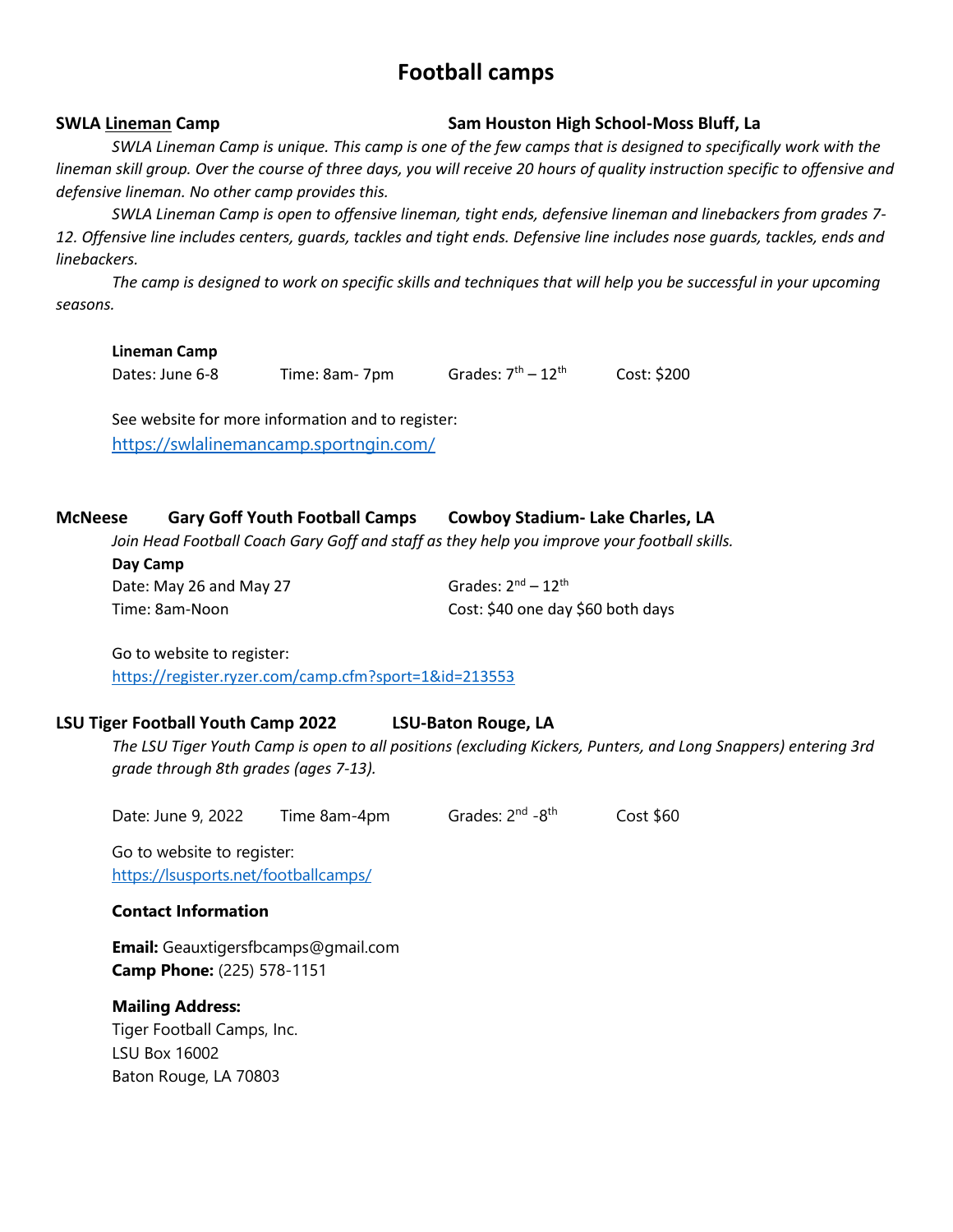# Football camps

**SWLA Lineman Camp** **Sam Houston High School-Moss Bluff, La**

*SWLA Lineman Camp is unique. This camp is one of the few camps that is designed to specifically work with the lineman skill group. Over the course of three days, you will receive 20 hours of quality instruction specific to offensive and defensive lineman. No other camp provides this.*

*SWLA Lineman Camp is open to offensive lineman, tight ends, defensive lineman and linebackers from grades 7-12. Offensive line includes centers, guards, tackles and tight ends. Defensive line includes nose guards, tackles, ends and linebackers.*

*The camp is designed to work on specific skills and techniques that will help you be successful in your upcoming seasons.*

**Lineman Camp**

Dates: June 6-8 Time: 8am- 7pm Grades: 7th – 12th Cost: $200

See website for more information and to register:
https://swlalinemancamp.sportngin.com/

**McNeese Gary Goff Youth Football Camps** **Cowboy Stadium- Lake Charles, LA**

*Join Head Football Coach Gary Goff and staff as they help you improve your football skills.*

**Day Camp**

Date: May 26 and May 27 Grades: 2nd – 12th

Time: 8am-Noon Cost: $40 one day $60 both days

Go to website to register:
https://register.ryzer.com/camp.cfm?sport=1&id=213553

**LSU Tiger Football Youth Camp 2022** **LSU-Baton Rouge, LA**

*The LSU Tiger Youth Camp is open to all positions (excluding Kickers, Punters, and Long Snappers) entering 3rd grade through 8th grades (ages 7-13).*

Date: June 9, 2022 Time 8am-4pm Grades: 2nd -8th Cost $60

Go to website to register:
https://lsusports.net/footballcamps/

**Contact Information**

**Email:** Geauxtigersfbcamps@gmail.com
**Camp Phone:** (225) 578-1151

**Mailing Address:**
Tiger Football Camps, Inc.
LSU Box 16002
Baton Rouge, LA 70803